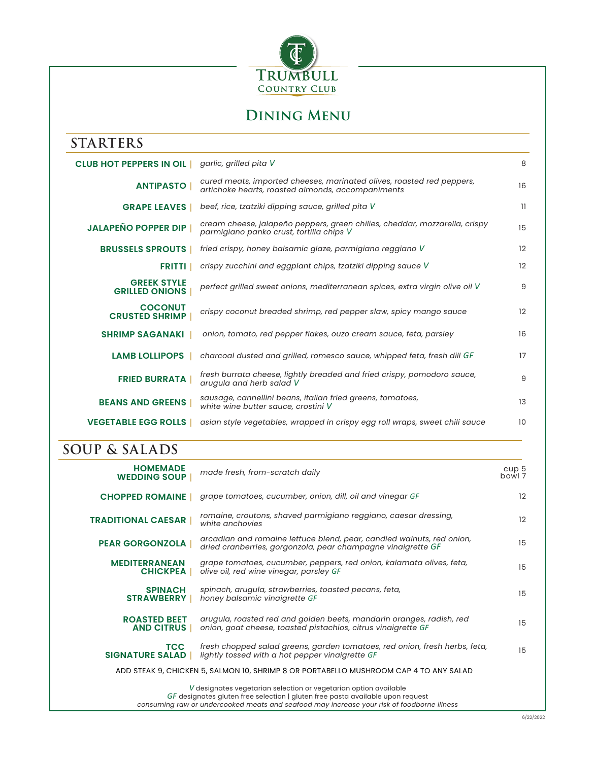# Trumbull Country Club

## Dining Menu

## STARTERS

| Item | Description | Price |
|---|---|---|
| **CLUB HOT PEPPERS IN OIL** | *garlic, grilled pita V* | 8 |
| **ANTIPASTO** | *cured meats, imported cheeses, marinated olives, roasted red peppers, artichoke hearts, roasted almonds, accompaniments* | 16 |
| **GRAPE LEAVES** | *beef, rice, tzatziki dipping sauce, grilled pita V* | 11 |
| **JALAPEÑO POPPER DIP** | *cream cheese, jalapeño peppers, green chilies, cheddar, mozzarella, crispy parmigiano panko crust, tortilla chips V* | 15 |
| **BRUSSELS SPROUTS** | *fried crispy, honey balsamic glaze, parmigiano reggiano V* | 12 |
| **FRITTI** | *crispy zucchini and eggplant chips, tzatziki dipping sauce V* | 12 |
| **GREEK STYLE GRILLED ONIONS** | *perfect grilled sweet onions, mediterranean spices, extra virgin olive oil V* | 9 |
| **COCONUT CRUSTED SHRIMP** | *crispy coconut breaded shrimp, red pepper slaw, spicy mango sauce* | 12 |
| **SHRIMP SAGANAKI** | *onion, tomato, red pepper flakes, ouzo cream sauce, feta, parsley* | 16 |
| **LAMB LOLLIPOPS** | *charcoal dusted and grilled, romesco sauce, whipped feta, fresh dill GF* | 17 |
| **FRIED BURRATA** | *fresh burrata cheese, lightly breaded and fried crispy, pomodoro sauce, arugula and herb salad V* | 9 |
| **BEANS AND GREENS** | *sausage, cannellini beans, italian fried greens, tomatoes, white wine butter sauce, crostini V* | 13 |
| **VEGETABLE EGG ROLLS** | *asian style vegetables, wrapped in crispy egg roll wraps, sweet chili sauce* | 10 |

## SOUP & SALADS

| Item | Description | Price |
|---|---|---|
| **HOMEMADE WEDDING SOUP** | *made fresh, from-scratch daily* | cup 5 / bowl 7 |
| **CHOPPED ROMAINE** | *grape tomatoes, cucumber, onion, dill, oil and vinegar GF* | 12 |
| **TRADITIONAL CAESAR** | *romaine, croutons, shaved parmigiano reggiano, caesar dressing, white anchovies* | 12 |
| **PEAR GORGONZOLA** | *arcadian and romaine lettuce blend, pear, candied walnuts, red onion, dried cranberries, gorgonzola, pear champagne vinaigrette GF* | 15 |
| **MEDITERRANEAN CHICKPEA** | *grape tomatoes, cucumber, peppers, red onion, kalamata olives, feta, olive oil, red wine vinegar, parsley GF* | 15 |
| **SPINACH STRAWBERRY** | *spinach, arugula, strawberries, toasted pecans, feta, honey balsamic vinaigrette GF* | 15 |
| **ROASTED BEET AND CITRUS** | *arugula, roasted red and golden beets, mandarin oranges, radish, red onion, goat cheese, toasted pistachios, citrus vinaigrette GF* | 15 |
| **TCC SIGNATURE SALAD** | *fresh chopped salad greens, garden tomatoes, red onion, fresh herbs, feta, lightly tossed with a hot pepper vinaigrette GF* | 15 |

ADD STEAK 9, CHICKEN 5, SALMON 10, SHRIMP 8 OR PORTABELLO MUSHROOM CAP 4 TO ANY SALAD

*V* designates vegetarian selection or vegetarian option available
*GF* designates gluten free selection | gluten free pasta available upon request
*consuming raw or undercooked meats and seafood may increase your risk of foodborne illness*

6/22/2022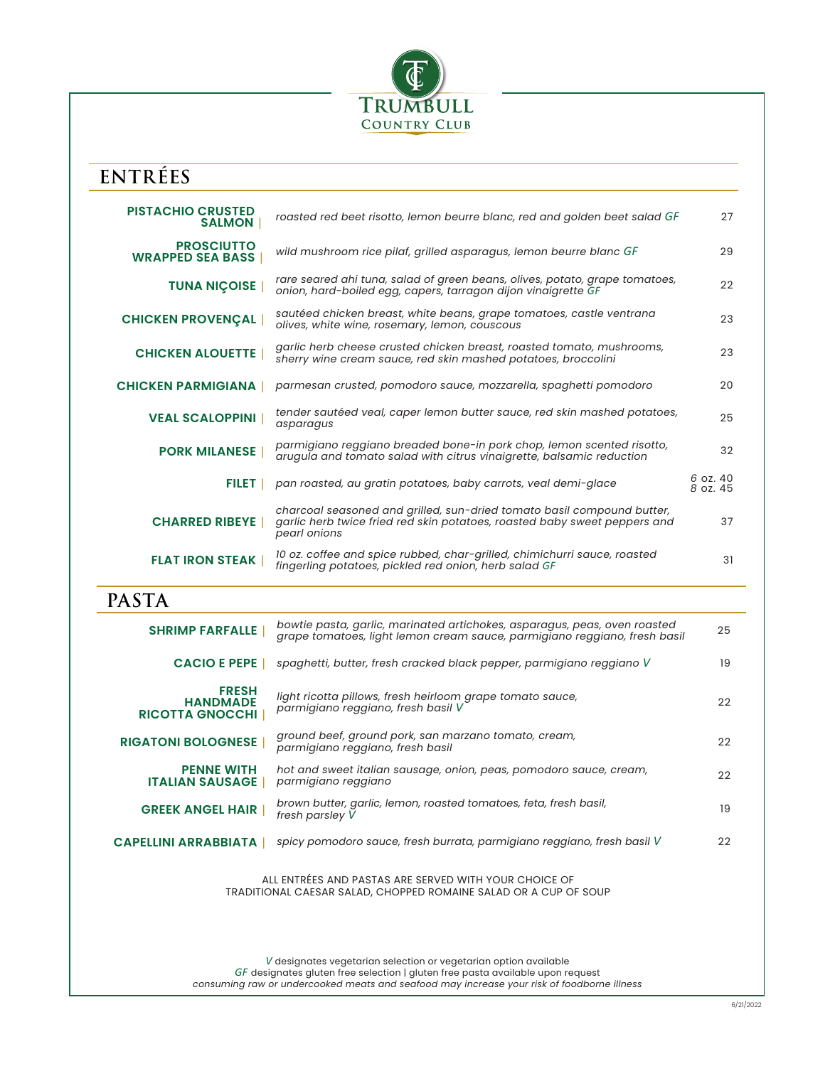# TRUMBULL COUNTRY CLUB

## ENTRÉES

| Item | Description | Price |
| --- | --- | --- |
| **PISTACHIO CRUSTED SALMON** | *roasted red beet risotto, lemon beurre blanc, red and golden beet salad GF* | 27 |
| **PROSCIUTTO WRAPPED SEA BASS** | *wild mushroom rice pilaf, grilled asparagus, lemon beurre blanc GF* | 29 |
| **TUNA NIÇOISE** | *rare seared ahi tuna, salad of green beans, olives, potato, grape tomatoes, onion, hard-boiled egg, capers, tarragon dijon vinaigrette GF* | 22 |
| **CHICKEN PROVENÇAL** | *sautéed chicken breast, white beans, grape tomatoes, castle ventrana olives, white wine, rosemary, lemon, couscous* | 23 |
| **CHICKEN ALOUETTE** | *garlic herb cheese crusted chicken breast, roasted tomato, mushrooms, sherry wine cream sauce, red skin mashed potatoes, broccolini* | 23 |
| **CHICKEN PARMIGIANA** | *parmesan crusted, pomodoro sauce, mozzarella, spaghetti pomodoro* | 20 |
| **VEAL SCALOPPINI** | *tender sautéed veal, caper lemon butter sauce, red skin mashed potatoes, asparagus* | 25 |
| **PORK MILANESE** | *parmigiano reggiano breaded bone-in pork chop, lemon scented risotto, arugula and tomato salad with citrus vinaigrette, balsamic reduction* | 32 |
| **FILET** | *pan roasted, au gratin potatoes, baby carrots, veal demi-glace* | *6 oz.* 40 / *8 oz.* 45 |
| **CHARRED RIBEYE** | *charcoal seasoned and grilled, sun-dried tomato basil compound butter, garlic herb twice fried red skin potatoes, roasted baby sweet peppers and pearl onions* | 37 |
| **FLAT IRON STEAK** | *10 oz. coffee and spice rubbed, char-grilled, chimichurri sauce, roasted fingerling potatoes, pickled red onion, herb salad GF* | 31 |

## PASTA

| Item | Description | Price |
| --- | --- | --- |
| **SHRIMP FARFALLE** | *bowtie pasta, garlic, marinated artichokes, asparagus, peas, oven roasted grape tomatoes, light lemon cream sauce, parmigiano reggiano, fresh basil* | 25 |
| **CACIO E PEPE** | *spaghetti, butter, fresh cracked black pepper, parmigiano reggiano V* | 19 |
| **FRESH HANDMADE RICOTTA GNOCCHI** | *light ricotta pillows, fresh heirloom grape tomato sauce, parmigiano reggiano, fresh basil V* | 22 |
| **RIGATONI BOLOGNESE** | *ground beef, ground pork, san marzano tomato, cream, parmigiano reggiano, fresh basil* | 22 |
| **PENNE WITH ITALIAN SAUSAGE** | *hot and sweet italian sausage, onion, peas, pomodoro sauce, cream, parmigiano reggiano* | 22 |
| **GREEK ANGEL HAIR** | *brown butter, garlic, lemon, roasted tomatoes, feta, fresh basil, fresh parsley V* | 19 |
| **CAPELLINI ARRABBIATA** | *spicy pomodoro sauce, fresh burrata, parmigiano reggiano, fresh basil V* | 22 |

ALL ENTRÉES AND PASTAS ARE SERVED WITH YOUR CHOICE OF TRADITIONAL CAESAR SALAD, CHOPPED ROMAINE SALAD OR A CUP OF SOUP

*V* designates vegetarian selection or vegetarian option available
*GF* designates gluten free selection | gluten free pasta available upon request
*consuming raw or undercooked meats and seafood may increase your risk of foodborne illness*

6/21/2022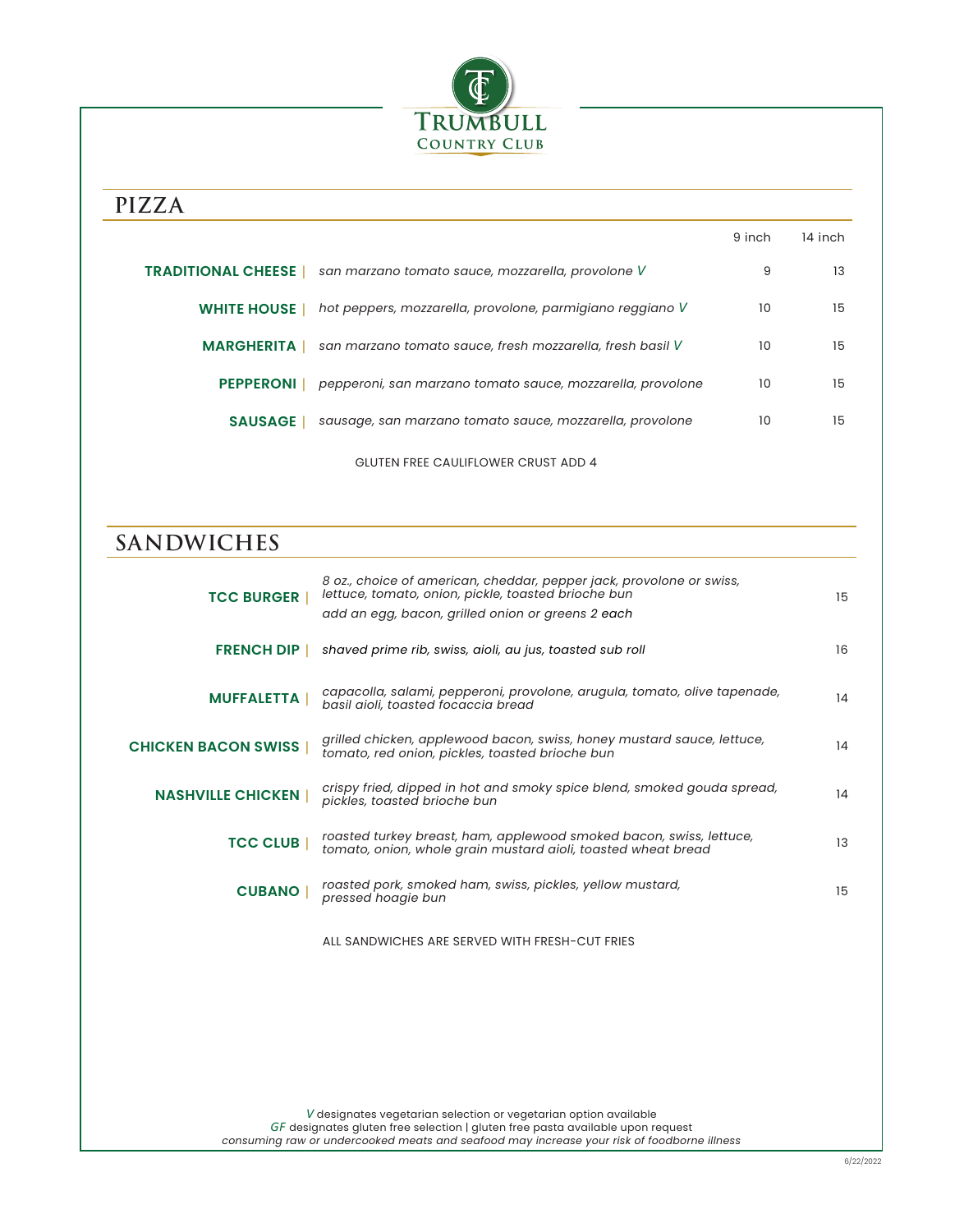TRUMBULL COUNTRY CLUB

## PIZZA

| | | 9 inch | 14 inch |
|---|---|---|---|
| **TRADITIONAL CHEESE** | *san marzano tomato sauce, mozzarella, provolone V* | 9 | 13 |
| **WHITE HOUSE** | *hot peppers, mozzarella, provolone, parmigiano reggiano V* | 10 | 15 |
| **MARGHERITA** | *san marzano tomato sauce, fresh mozzarella, fresh basil V* | 10 | 15 |
| **PEPPERONI** | *pepperoni, san marzano tomato sauce, mozzarella, provolone* | 10 | 15 |
| **SAUSAGE** | *sausage, san marzano tomato sauce, mozzarella, provolone* | 10 | 15 |

GLUTEN FREE CAULIFLOWER CRUST ADD 4

## SANDWICHES

| | | |
|---|---|---|
| **TCC BURGER** | *8 oz., choice of american, cheddar, pepper jack, provolone or swiss, lettuce, tomato, onion, pickle, toasted brioche bun* *add an egg, bacon, grilled onion or greens 2 each* | 15 |
| **FRENCH DIP** | *shaved prime rib, swiss, aioli, au jus, toasted sub roll* | 16 |
| **MUFFALETTA** | *capacolla, salami, pepperoni, provolone, arugula, tomato, olive tapenade, basil aioli, toasted focaccia bread* | 14 |
| **CHICKEN BACON SWISS** | *grilled chicken, applewood bacon, swiss, honey mustard sauce, lettuce, tomato, red onion, pickles, toasted brioche bun* | 14 |
| **NASHVILLE CHICKEN** | *crispy fried, dipped in hot and smoky spice blend, smoked gouda spread, pickles, toasted brioche bun* | 14 |
| **TCC CLUB** | *roasted turkey breast, ham, applewood smoked bacon, swiss, lettuce, tomato, onion, whole grain mustard aioli, toasted wheat bread* | 13 |
| **CUBANO** | *roasted pork, smoked ham, swiss, pickles, yellow mustard, pressed hoagie bun* | 15 |

ALL SANDWICHES ARE SERVED WITH FRESH-CUT FRIES

*V* designates vegetarian selection or vegetarian option available
*GF* designates gluten free selection | gluten free pasta available upon request
*consuming raw or undercooked meats and seafood may increase your risk of foodborne illness*

6/22/2022